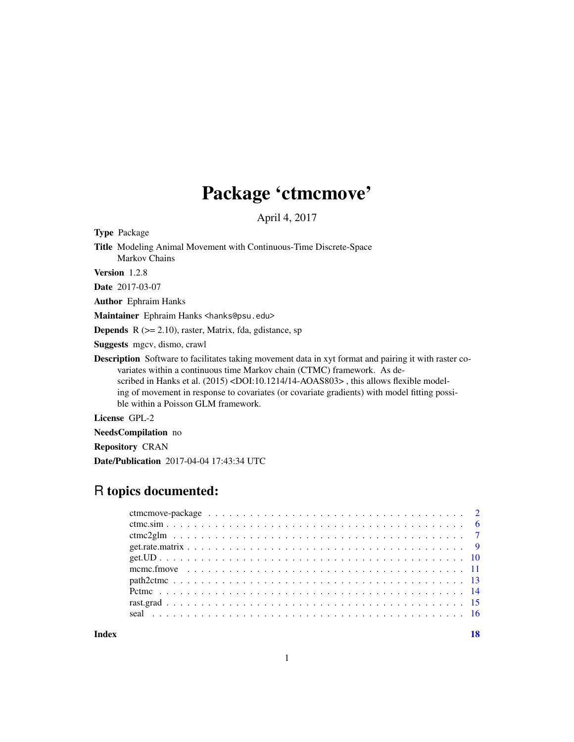# Package 'ctmcmove'

April 4, 2017

**Type** Package

**Title** Modeling Animal Movement with Continuous-Time Discrete-Space Markov Chains

**Version** 1.2.8

**Date** 2017-03-07

**Author** Ephraim Hanks

**Maintainer** Ephraim Hanks <hanks@psu.edu>

**Depends** R (>= 2.10), raster, Matrix, fda, gdistance, sp

**Suggests** mgcv, dismo, crawl

**Description** Software to facilitates taking movement data in xyt format and pairing it with raster covariates within a continuous time Markov chain (CTMC) framework. As described in Hanks et al. (2015) <DOI:10.1214/14-AOAS803> , this allows flexible modeling of movement in response to covariates (or covariate gradients) with model fitting possible within a Poisson GLM framework.

**License** GPL-2

**NeedsCompilation** no

**Repository** CRAN

**Date/Publication** 2017-04-04 17:43:34 UTC

## R topics documented:

| | |
|---|---|
| ctmcmove-package | 2 |
| ctmc.sim | 6 |
| ctmc2glm | 7 |
| get.rate.matrix | 9 |
| get.UD | 10 |
| mcmc.fmove | 11 |
| path2ctmc | 13 |
| Pctmc | 14 |
| rast.grad | 15 |
| seal | 16 |
| **Index** | **18** |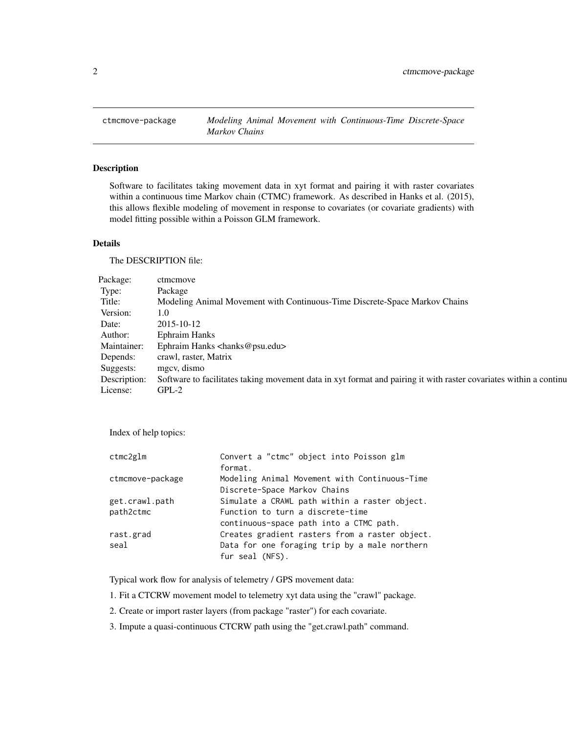`ctmcmove-package` *Modeling Animal Movement with Continuous-Time Discrete-Space Markov Chains*

## Description

Software to facilitates taking movement data in xyt format and pairing it with raster covariates within a continuous time Markov chain (CTMC) framework. As described in Hanks et al. (2015), this allows flexible modeling of movement in response to covariates (or covariate gradients) with model fitting possible within a Poisson GLM framework.

## Details

The DESCRIPTION file:

| | |
|---|---|
| Package: | ctmcmove |
| Type: | Package |
| Title: | Modeling Animal Movement with Continuous-Time Discrete-Space Markov Chains |
| Version: | 1.0 |
| Date: | 2015-10-12 |
| Author: | Ephraim Hanks |
| Maintainer: | Ephraim Hanks <hanks@psu.edu> |
| Depends: | crawl, raster, Matrix |
| Suggests: | mgcv, dismo |
| Description: | Software to facilitates taking movement data in xyt format and pairing it with raster covariates within a continu |
| License: | GPL-2 |

Index of help topics:

```
ctmc2glm                Convert a "ctmc" object into Poisson glm
                        format.
ctmcmove-package        Modeling Animal Movement with Continuous-Time
                        Discrete-Space Markov Chains
get.crawl.path          Simulate a CRAWL path within a raster object.
path2ctmc               Function to turn a discrete-time
                        continuous-space path into a CTMC path.
rast.grad               Creates gradient rasters from a raster object.
seal                    Data for one foraging trip by a male northern
                        fur seal (NFS).
```

Typical work flow for analysis of telemetry / GPS movement data:

1. Fit a CTCRW movement model to telemetry xyt data using the "crawl" package.

2. Create or import raster layers (from package "raster") for each covariate.

3. Impute a quasi-continuous CTCRW path using the "get.crawl.path" command.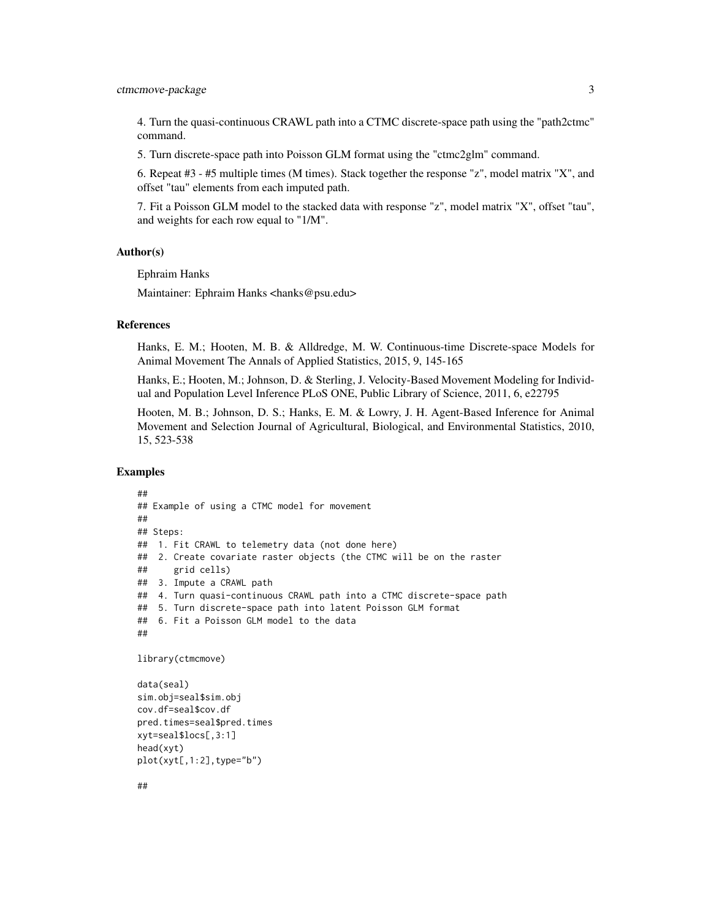4. Turn the quasi-continuous CRAWL path into a CTMC discrete-space path using the "path2ctmc" command.

5. Turn discrete-space path into Poisson GLM format using the "ctmc2glm" command.

6. Repeat #3 - #5 multiple times (M times). Stack together the response "z", model matrix "X", and offset "tau" elements from each imputed path.

7. Fit a Poisson GLM model to the stacked data with response "z", model matrix "X", offset "tau", and weights for each row equal to "1/M".

### Author(s)

Ephraim Hanks

Maintainer: Ephraim Hanks <hanks@psu.edu>

### References

Hanks, E. M.; Hooten, M. B. & Alldredge, M. W. Continuous-time Discrete-space Models for Animal Movement The Annals of Applied Statistics, 2015, 9, 145-165

Hanks, E.; Hooten, M.; Johnson, D. & Sterling, J. Velocity-Based Movement Modeling for Individual and Population Level Inference PLoS ONE, Public Library of Science, 2011, 6, e22795

Hooten, M. B.; Johnson, D. S.; Hanks, E. M. & Lowry, J. H. Agent-Based Inference for Animal Movement and Selection Journal of Agricultural, Biological, and Environmental Statistics, 2010, 15, 523-538

### Examples

```
##
## Example of using a CTMC model for movement
##
## Steps:
##  1. Fit CRAWL to telemetry data (not done here)
##  2. Create covariate raster objects (the CTMC will be on the raster
##     grid cells)
##  3. Impute a CRAWL path
##  4. Turn quasi-continuous CRAWL path into a CTMC discrete-space path
##  5. Turn discrete-space path into latent Poisson GLM format
##  6. Fit a Poisson GLM model to the data
##

library(ctmcmove)

data(seal)
sim.obj=seal$sim.obj
cov.df=seal$cov.df
pred.times=seal$pred.times
xyt=seal$locs[,3:1]
head(xyt)
plot(xyt[,1:2],type="b")

##
```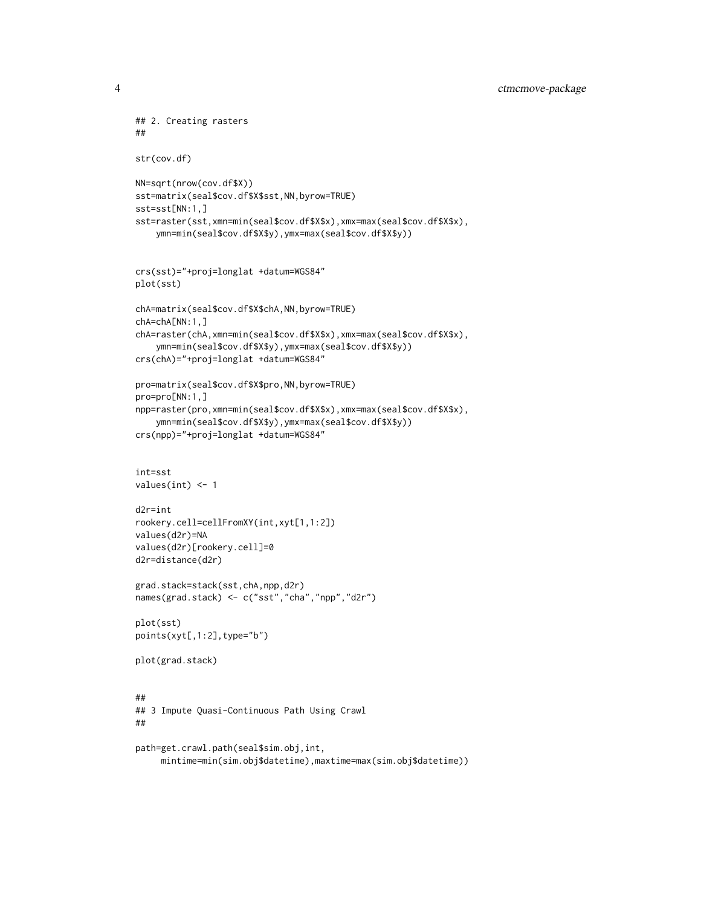```
## 2. Creating rasters
##

str(cov.df)

NN=sqrt(nrow(cov.df$X))
sst=matrix(seal$cov.df$X$sst,NN,byrow=TRUE)
sst=sst[NN:1,]
sst=raster(sst,xmn=min(seal$cov.df$X$x),xmx=max(seal$cov.df$X$x),
    ymn=min(seal$cov.df$X$y),ymx=max(seal$cov.df$X$y))


crs(sst)="+proj=longlat +datum=WGS84"
plot(sst)

chA=matrix(seal$cov.df$X$chA,NN,byrow=TRUE)
chA=chA[NN:1,]
chA=raster(chA,xmn=min(seal$cov.df$X$x),xmx=max(seal$cov.df$X$x),
    ymn=min(seal$cov.df$X$y),ymx=max(seal$cov.df$X$y))
crs(chA)="+proj=longlat +datum=WGS84"

pro=matrix(seal$cov.df$X$pro,NN,byrow=TRUE)
pro=pro[NN:1,]
npp=raster(pro,xmn=min(seal$cov.df$X$x),xmx=max(seal$cov.df$X$x),
    ymn=min(seal$cov.df$X$y),ymx=max(seal$cov.df$X$y))
crs(npp)="+proj=longlat +datum=WGS84"


int=sst
values(int) <- 1

d2r=int
rookery.cell=cellFromXY(int,xyt[1,1:2])
values(d2r)=NA
values(d2r)[rookery.cell]=0
d2r=distance(d2r)

grad.stack=stack(sst,chA,npp,d2r)
names(grad.stack) <- c("sst","cha","npp","d2r")

plot(sst)
points(xyt[,1:2],type="b")

plot(grad.stack)


##
## 3 Impute Quasi-Continuous Path Using Crawl
##

path=get.crawl.path(seal$sim.obj,int,
     mintime=min(sim.obj$datetime),maxtime=max(sim.obj$datetime))
```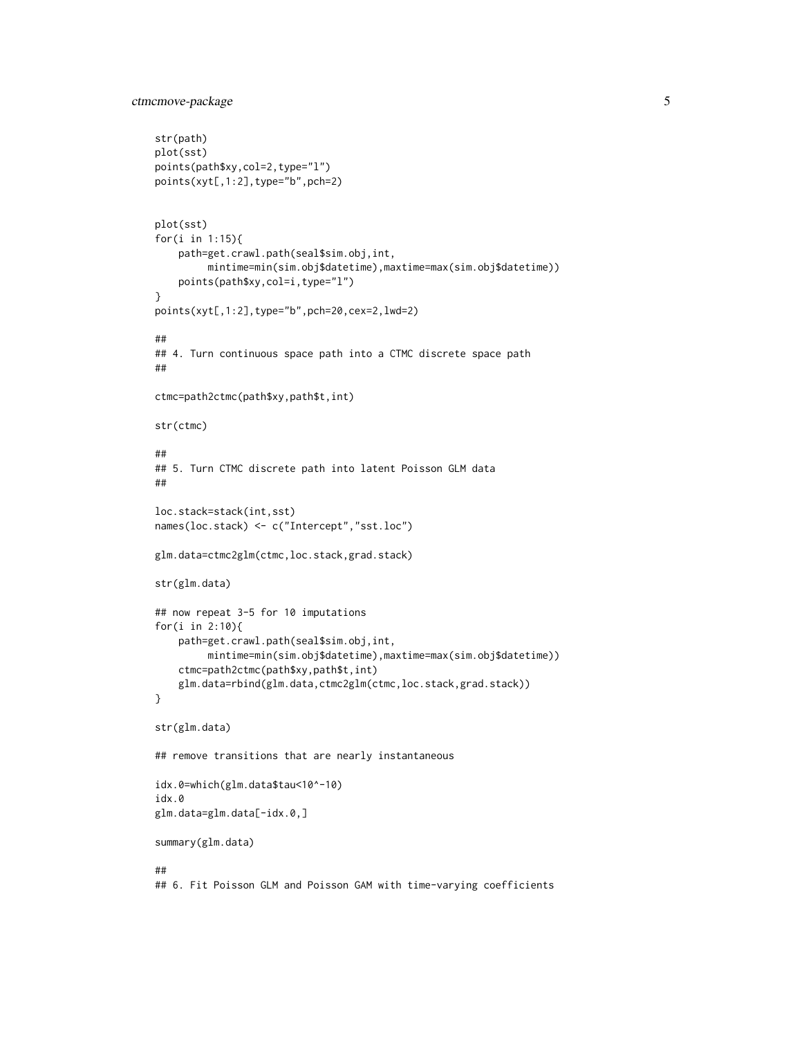```
str(path)
plot(sst)
points(path$xy,col=2,type="l")
points(xyt[,1:2],type="b",pch=2)


plot(sst)
for(i in 1:15){
    path=get.crawl.path(seal$sim.obj,int,
         mintime=min(sim.obj$datetime),maxtime=max(sim.obj$datetime))
    points(path$xy,col=i,type="l")
}
points(xyt[,1:2],type="b",pch=20,cex=2,lwd=2)

##
## 4. Turn continuous space path into a CTMC discrete space path
##

ctmc=path2ctmc(path$xy,path$t,int)

str(ctmc)

##
## 5. Turn CTMC discrete path into latent Poisson GLM data
##

loc.stack=stack(int,sst)
names(loc.stack) <- c("Intercept","sst.loc")

glm.data=ctmc2glm(ctmc,loc.stack,grad.stack)

str(glm.data)

## now repeat 3-5 for 10 imputations
for(i in 2:10){
    path=get.crawl.path(seal$sim.obj,int,
         mintime=min(sim.obj$datetime),maxtime=max(sim.obj$datetime))
    ctmc=path2ctmc(path$xy,path$t,int)
    glm.data=rbind(glm.data,ctmc2glm(ctmc,loc.stack,grad.stack))
}

str(glm.data)

## remove transitions that are nearly instantaneous

idx.0=which(glm.data$tau<10^-10)
idx.0
glm.data=glm.data[-idx.0,]

summary(glm.data)

##
## 6. Fit Poisson GLM and Poisson GAM with time-varying coefficients
```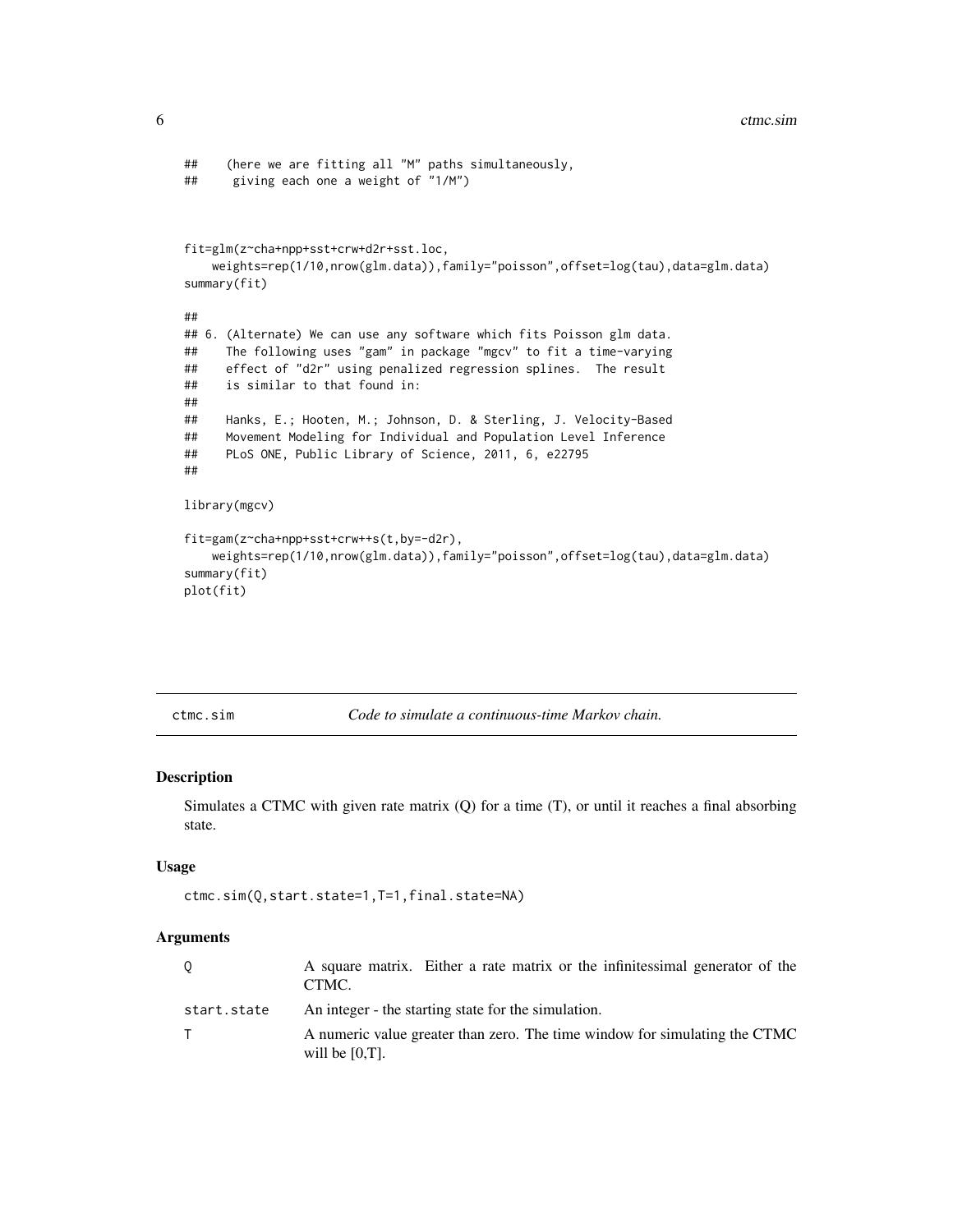```
##    (here we are fitting all "M" paths simultaneously,
##     giving each one a weight of "1/M")


fit=glm(z~cha+npp+sst+crw+d2r+sst.loc,
    weights=rep(1/10,nrow(glm.data)),family="poisson",offset=log(tau),data=glm.data)
summary(fit)

##
## 6. (Alternate) We can use any software which fits Poisson glm data.
##    The following uses "gam" in package "mgcv" to fit a time-varying
##    effect of "d2r" using penalized regression splines.  The result
##    is similar to that found in:
##
##    Hanks, E.; Hooten, M.; Johnson, D. & Sterling, J. Velocity-Based
##    Movement Modeling for Individual and Population Level Inference
##    PLoS ONE, Public Library of Science, 2011, 6, e22795
##

library(mgcv)

fit=gam(z~cha+npp+sst+crw++s(t,by=-d2r),
    weights=rep(1/10,nrow(glm.data)),family="poisson",offset=log(tau),data=glm.data)
summary(fit)
plot(fit)
```

---

# ctmc.sim — *Code to simulate a continuous-time Markov chain.*

## Description

Simulates a CTMC with given rate matrix (Q) for a time (T), or until it reaches a final absorbing state.

## Usage

```
ctmc.sim(Q,start.state=1,T=1,final.state=NA)
```

## Arguments

| | |
|---|---|
| Q | A square matrix. Either a rate matrix or the infinitessimal generator of the CTMC. |
| start.state | An integer - the starting state for the simulation. |
| T | A numeric value greater than zero. The time window for simulating the CTMC will be [0,T]. |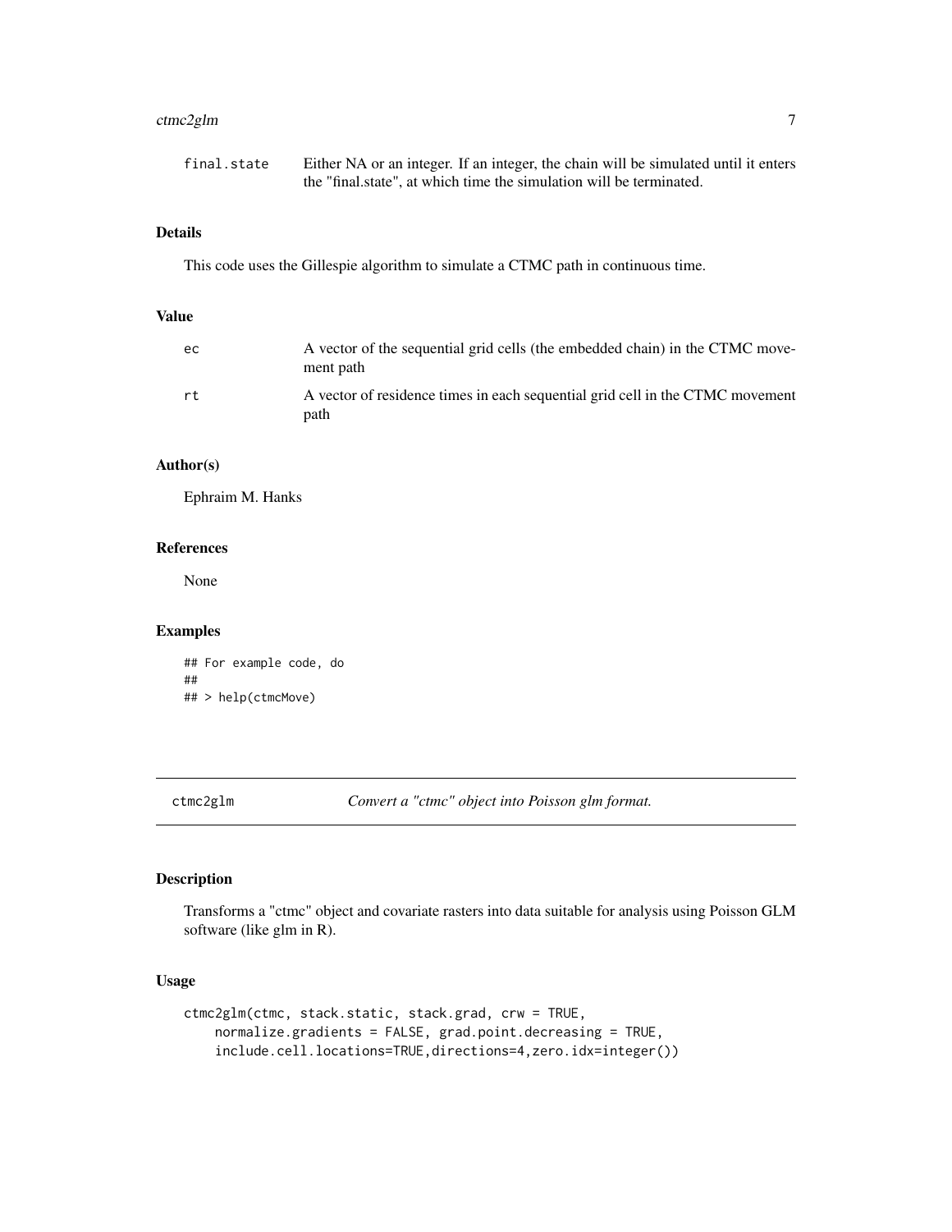| | |
|---|---|
| `final.state` | Either NA or an integer. If an integer, the chain will be simulated until it enters the "final.state", at which time the simulation will be terminated. |

### Details

This code uses the Gillespie algorithm to simulate a CTMC path in continuous time.

### Value

| | |
|---|---|
| `ec` | A vector of the sequential grid cells (the embedded chain) in the CTMC movement path |
| `rt` | A vector of residence times in each sequential grid cell in the CTMC movement path |

### Author(s)

Ephraim M. Hanks

### References

None

### Examples

```
## For example code, do
##
## > help(ctmcMove)
```

---

## ctmc2glm — *Convert a "ctmc" object into Poisson glm format.*

### Description

Transforms a "ctmc" object and covariate rasters into data suitable for analysis using Poisson GLM software (like glm in R).

### Usage

```
ctmc2glm(ctmc, stack.static, stack.grad, crw = TRUE,
    normalize.gradients = FALSE, grad.point.decreasing = TRUE,
    include.cell.locations=TRUE,directions=4,zero.idx=integer())
```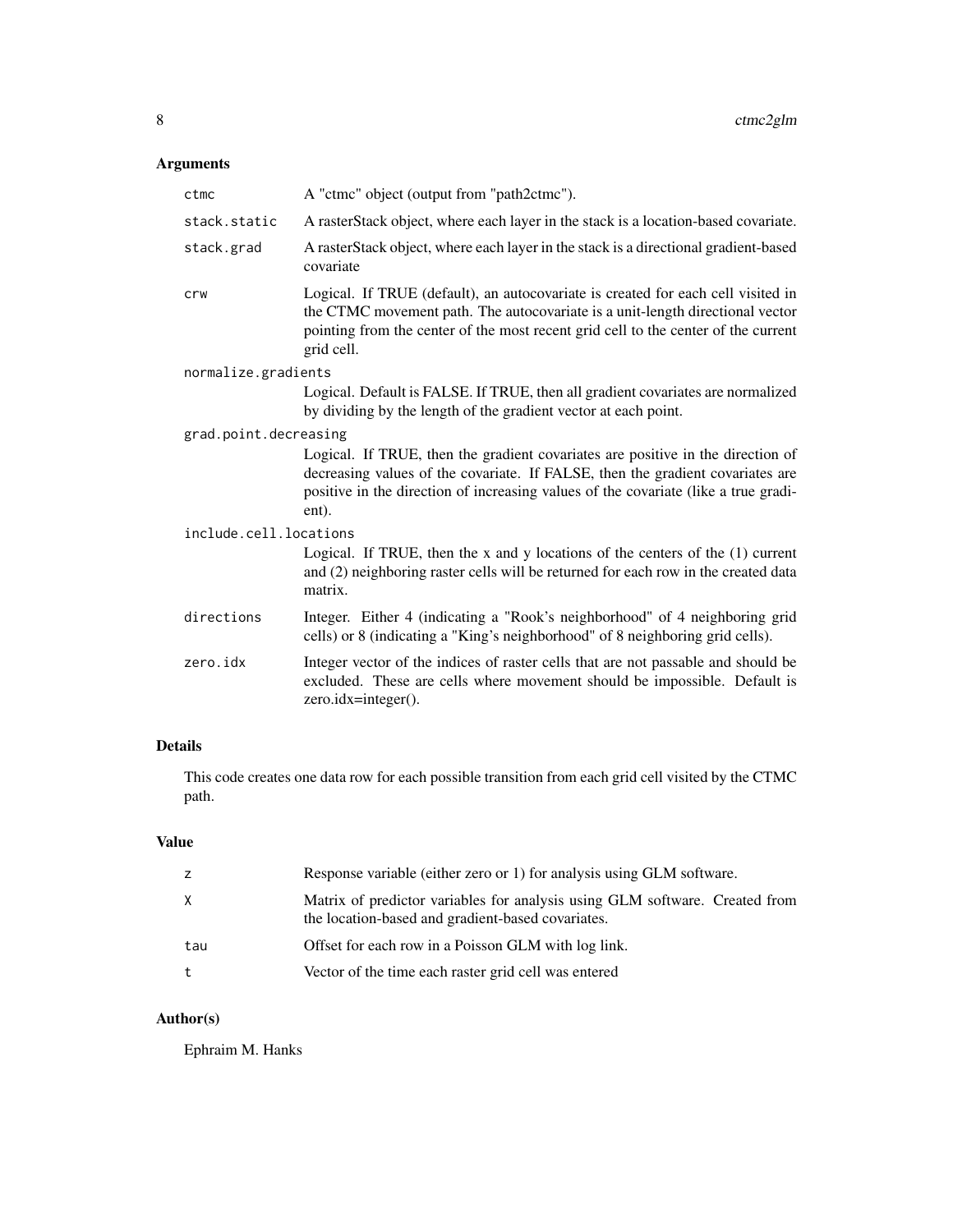## Arguments

| | |
|---|---|
| `ctmc` | A "ctmc" object (output from "path2ctmc"). |
| `stack.static` | A rasterStack object, where each layer in the stack is a location-based covariate. |
| `stack.grad` | A rasterStack object, where each layer in the stack is a directional gradient-based covariate |
| `crw` | Logical. If TRUE (default), an autocovariate is created for each cell visited in the CTMC movement path. The autocovariate is a unit-length directional vector pointing from the center of the most recent grid cell to the center of the current grid cell. |
| `normalize.gradients` | Logical. Default is FALSE. If TRUE, then all gradient covariates are normalized by dividing by the length of the gradient vector at each point. |
| `grad.point.decreasing` | Logical. If TRUE, then the gradient covariates are positive in the direction of decreasing values of the covariate. If FALSE, then the gradient covariates are positive in the direction of increasing values of the covariate (like a true gradient). |
| `include.cell.locations` | Logical. If TRUE, then the x and y locations of the centers of the (1) current and (2) neighboring raster cells will be returned for each row in the created data matrix. |
| `directions` | Integer. Either 4 (indicating a "Rook's neighborhood" of 4 neighboring grid cells) or 8 (indicating a "King's neighborhood" of 8 neighboring grid cells). |
| `zero.idx` | Integer vector of the indices of raster cells that are not passable and should be excluded. These are cells where movement should be impossible. Default is zero.idx=integer(). |

## Details

This code creates one data row for each possible transition from each grid cell visited by the CTMC path.

## Value

| | |
|---|---|
| `z` | Response variable (either zero or 1) for analysis using GLM software. |
| `X` | Matrix of predictor variables for analysis using GLM software. Created from the location-based and gradient-based covariates. |
| `tau` | Offset for each row in a Poisson GLM with log link. |
| `t` | Vector of the time each raster grid cell was entered |

## Author(s)

Ephraim M. Hanks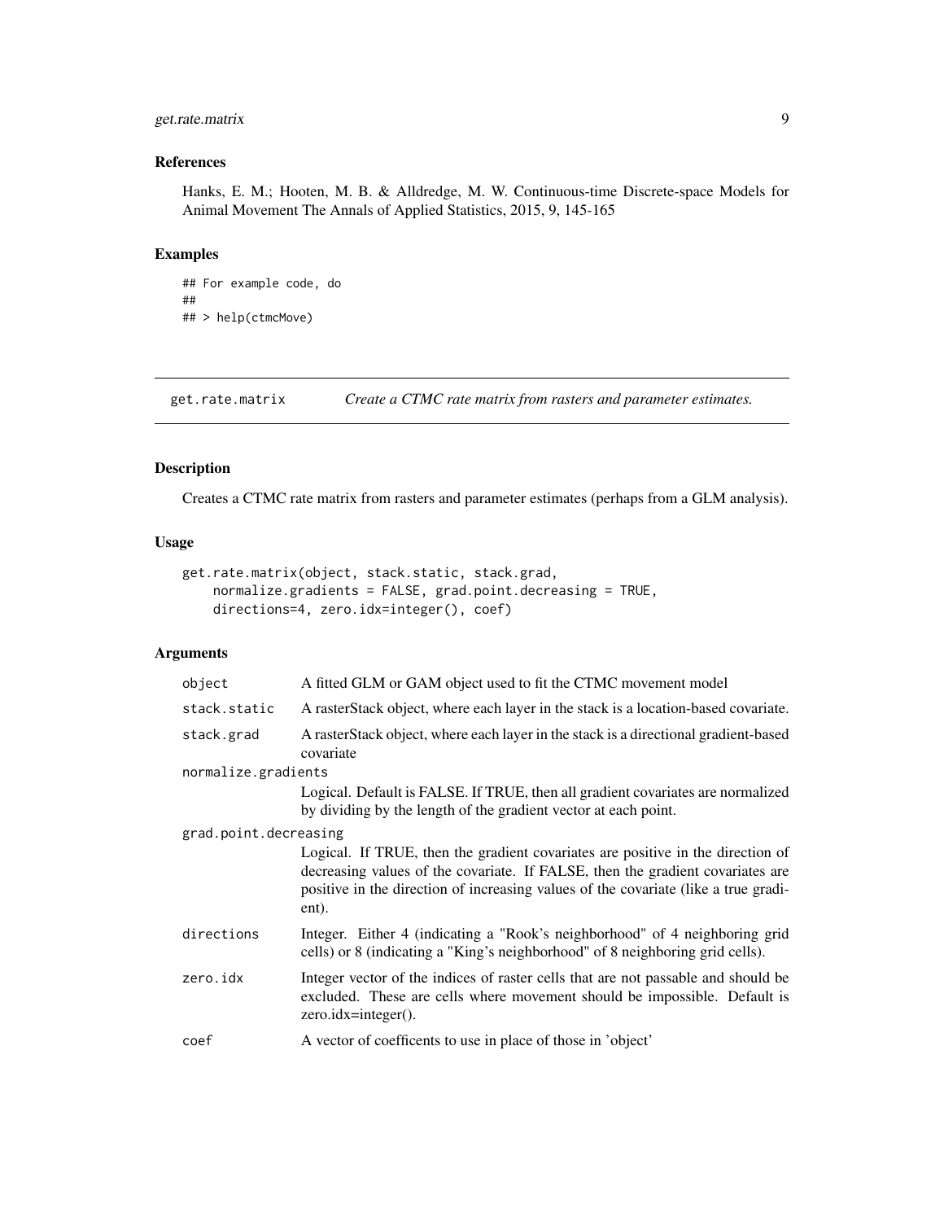### References

Hanks, E. M.; Hooten, M. B. & Alldredge, M. W. Continuous-time Discrete-space Models for Animal Movement The Annals of Applied Statistics, 2015, 9, 145-165

### Examples

```
## For example code, do
##
## > help(ctmcMove)
```

---

## get.rate.matrix — *Create a CTMC rate matrix from rasters and parameter estimates.*

### Description

Creates a CTMC rate matrix from rasters and parameter estimates (perhaps from a GLM analysis).

### Usage

```
get.rate.matrix(object, stack.static, stack.grad,
    normalize.gradients = FALSE, grad.point.decreasing = TRUE,
    directions=4, zero.idx=integer(), coef)
```

### Arguments

| | |
|---|---|
| `object` | A fitted GLM or GAM object used to fit the CTMC movement model |
| `stack.static` | A rasterStack object, where each layer in the stack is a location-based covariate. |
| `stack.grad` | A rasterStack object, where each layer in the stack is a directional gradient-based covariate |
| `normalize.gradients` | Logical. Default is FALSE. If TRUE, then all gradient covariates are normalized by dividing by the length of the gradient vector at each point. |
| `grad.point.decreasing` | Logical. If TRUE, then the gradient covariates are positive in the direction of decreasing values of the covariate. If FALSE, then the gradient covariates are positive in the direction of increasing values of the covariate (like a true gradient). |
| `directions` | Integer. Either 4 (indicating a "Rook's neighborhood" of 4 neighboring grid cells) or 8 (indicating a "King's neighborhood" of 8 neighboring grid cells). |
| `zero.idx` | Integer vector of the indices of raster cells that are not passable and should be excluded. These are cells where movement should be impossible. Default is zero.idx=integer(). |
| `coef` | A vector of coefficents to use in place of those in 'object' |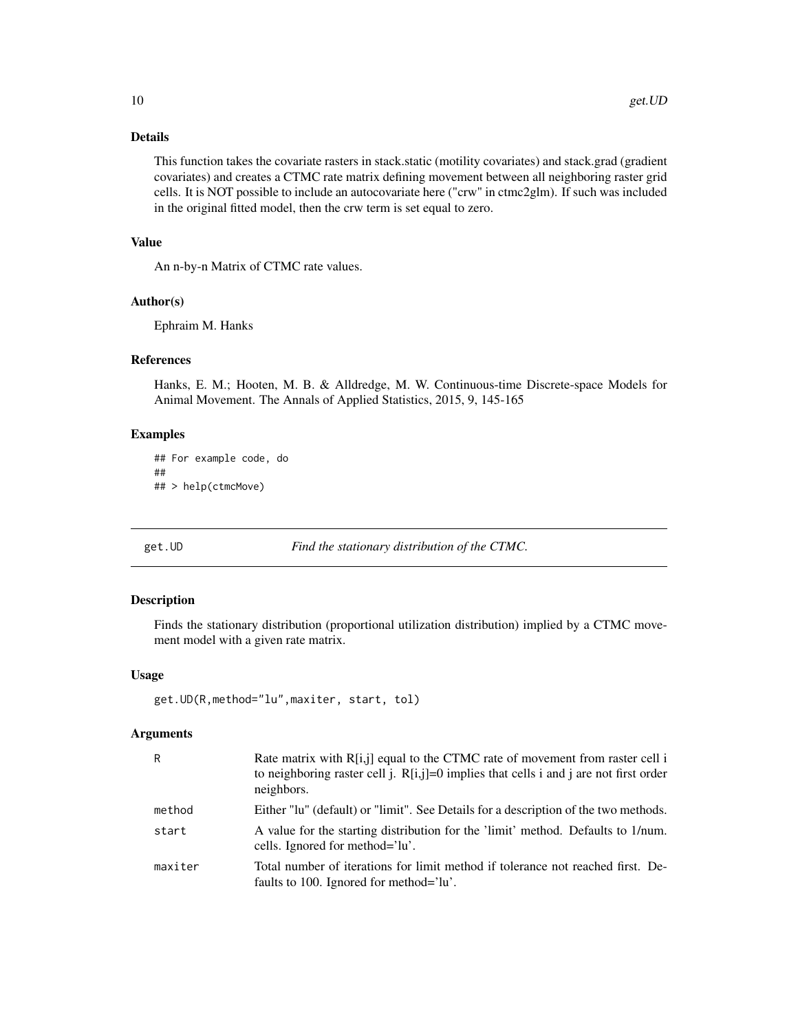### Details

This function takes the covariate rasters in stack.static (motility covariates) and stack.grad (gradient covariates) and creates a CTMC rate matrix defining movement between all neighboring raster grid cells. It is NOT possible to include an autocovariate here ("crw" in ctmc2glm). If such was included in the original fitted model, then the crw term is set equal to zero.

### Value

An n-by-n Matrix of CTMC rate values.

### Author(s)

Ephraim M. Hanks

### References

Hanks, E. M.; Hooten, M. B. & Alldredge, M. W. Continuous-time Discrete-space Models for Animal Movement. The Annals of Applied Statistics, 2015, 9, 145-165

### Examples

```
## For example code, do
##
## > help(ctmcMove)
```

---

## get.UD — *Find the stationary distribution of the CTMC.*

---

### Description

Finds the stationary distribution (proportional utilization distribution) implied by a CTMC movement model with a given rate matrix.

### Usage

```
get.UD(R,method="lu",maxiter, start, tol)
```

### Arguments

| | |
|---|---|
| R | Rate matrix with R[i,j] equal to the CTMC rate of movement from raster cell i to neighboring raster cell j. R[i,j]=0 implies that cells i and j are not first order neighbors. |
| method | Either "lu" (default) or "limit". See Details for a description of the two methods. |
| start | A value for the starting distribution for the 'limit' method. Defaults to 1/num. cells. Ignored for method='lu'. |
| maxiter | Total number of iterations for limit method if tolerance not reached first. Defaults to 100. Ignored for method='lu'. |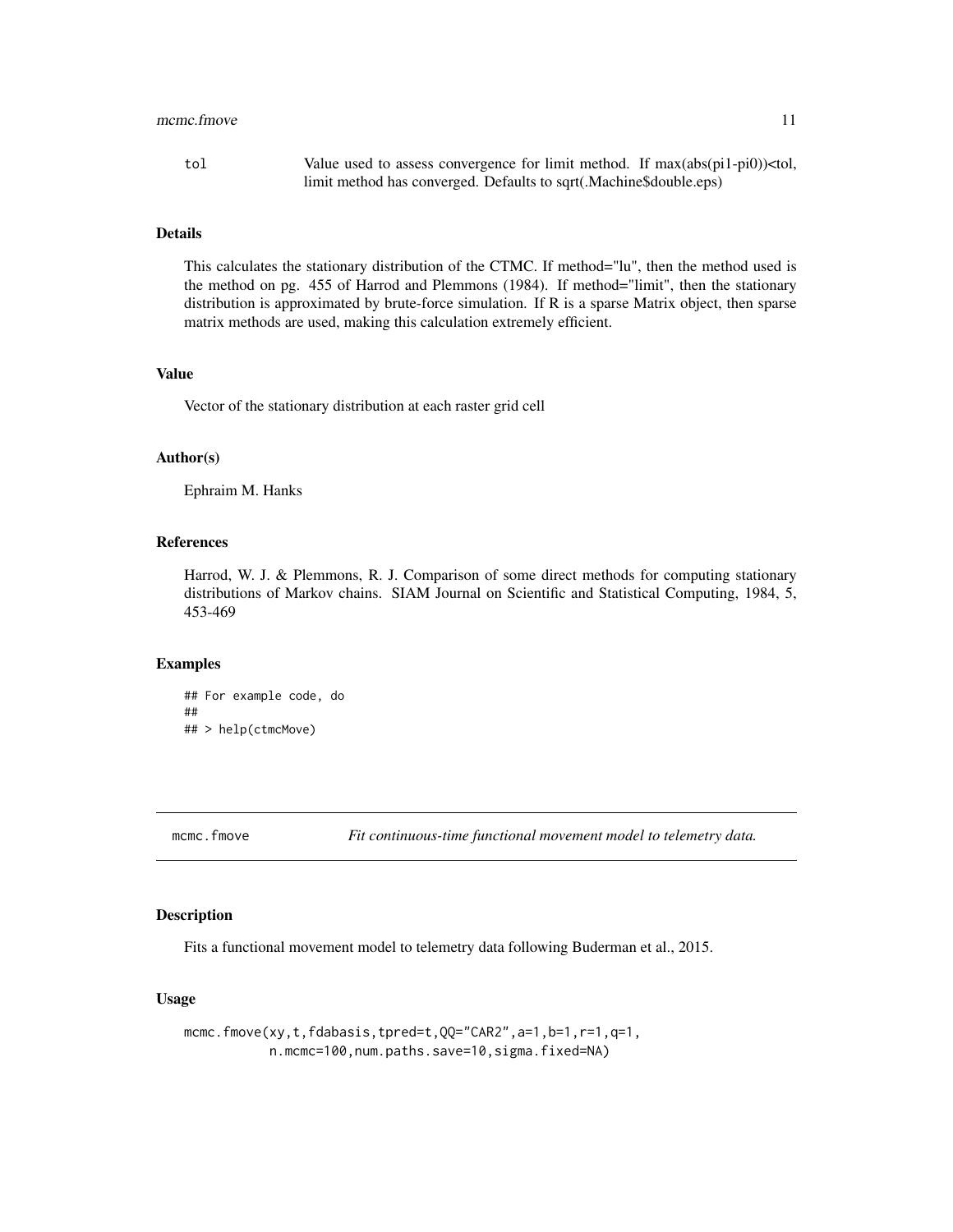tol	Value used to assess convergence for limit method. If max(abs(pi1-pi0))<tol, limit method has converged. Defaults to sqrt(.Machine$double.eps)

### Details

This calculates the stationary distribution of the CTMC. If method="lu", then the method used is the method on pg. 455 of Harrod and Plemmons (1984). If method="limit", then the stationary distribution is approximated by brute-force simulation. If R is a sparse Matrix object, then sparse matrix methods are used, making this calculation extremely efficient.

### Value

Vector of the stationary distribution at each raster grid cell

### Author(s)

Ephraim M. Hanks

### References

Harrod, W. J. & Plemmons, R. J. Comparison of some direct methods for computing stationary distributions of Markov chains. SIAM Journal on Scientific and Statistical Computing, 1984, 5, 453-469

### Examples

```
## For example code, do
##
## > help(ctmcMove)
```

---

## mcmc.fmove — *Fit continuous-time functional movement model to telemetry data.*

---

### Description

Fits a functional movement model to telemetry data following Buderman et al., 2015.

### Usage

```
mcmc.fmove(xy,t,fdabasis,tpred=t,QQ="CAR2",a=1,b=1,r=1,q=1,
           n.mcmc=100,num.paths.save=10,sigma.fixed=NA)
```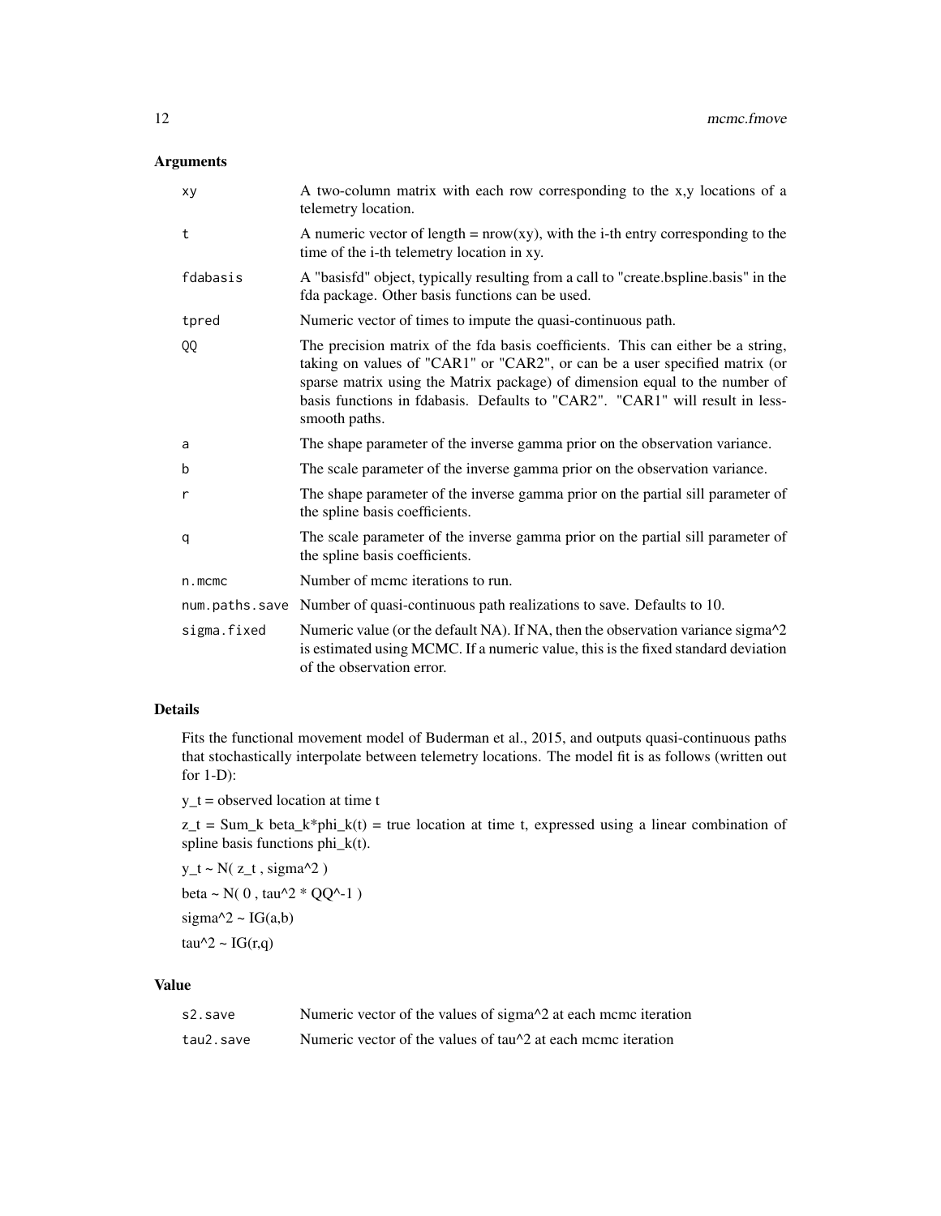## Arguments

| | |
|---|---|
| xy | A two-column matrix with each row corresponding to the x,y locations of a telemetry location. |
| t | A numeric vector of length = nrow(xy), with the i-th entry corresponding to the time of the i-th telemetry location in xy. |
| fdabasis | A "basisfd" object, typically resulting from a call to "create.bspline.basis" in the fda package. Other basis functions can be used. |
| tpred | Numeric vector of times to impute the quasi-continuous path. |
| QQ | The precision matrix of the fda basis coefficients. This can either be a string, taking on values of "CAR1" or "CAR2", or can be a user specified matrix (or sparse matrix using the Matrix package) of dimension equal to the number of basis functions in fdabasis. Defaults to "CAR2". "CAR1" will result in less-smooth paths. |
| a | The shape parameter of the inverse gamma prior on the observation variance. |
| b | The scale parameter of the inverse gamma prior on the observation variance. |
| r | The shape parameter of the inverse gamma prior on the partial sill parameter of the spline basis coefficients. |
| q | The scale parameter of the inverse gamma prior on the partial sill parameter of the spline basis coefficients. |
| n.mcmc | Number of mcmc iterations to run. |
| num.paths.save | Number of quasi-continuous path realizations to save. Defaults to 10. |
| sigma.fixed | Numeric value (or the default NA). If NA, then the observation variance sigma^2 is estimated using MCMC. If a numeric value, this is the fixed standard deviation of the observation error. |

## Details

Fits the functional movement model of Buderman et al., 2015, and outputs quasi-continuous paths that stochastically interpolate between telemetry locations. The model fit is as follows (written out for 1-D):

y_t = observed location at time t

z_t = Sum_k beta_k*phi_k(t) = true location at time t, expressed using a linear combination of spline basis functions phi_k(t).

y_t ~ N( z_t , sigma^2 )

beta ~ N( 0 , tau^2 * QQ^-1 )

sigma^2 ~ IG(a,b)

tau^2 ~ IG(r,q)

## Value

| | |
|---|---|
| s2.save | Numeric vector of the values of sigma^2 at each mcmc iteration |
| tau2.save | Numeric vector of the values of tau^2 at each mcmc iteration |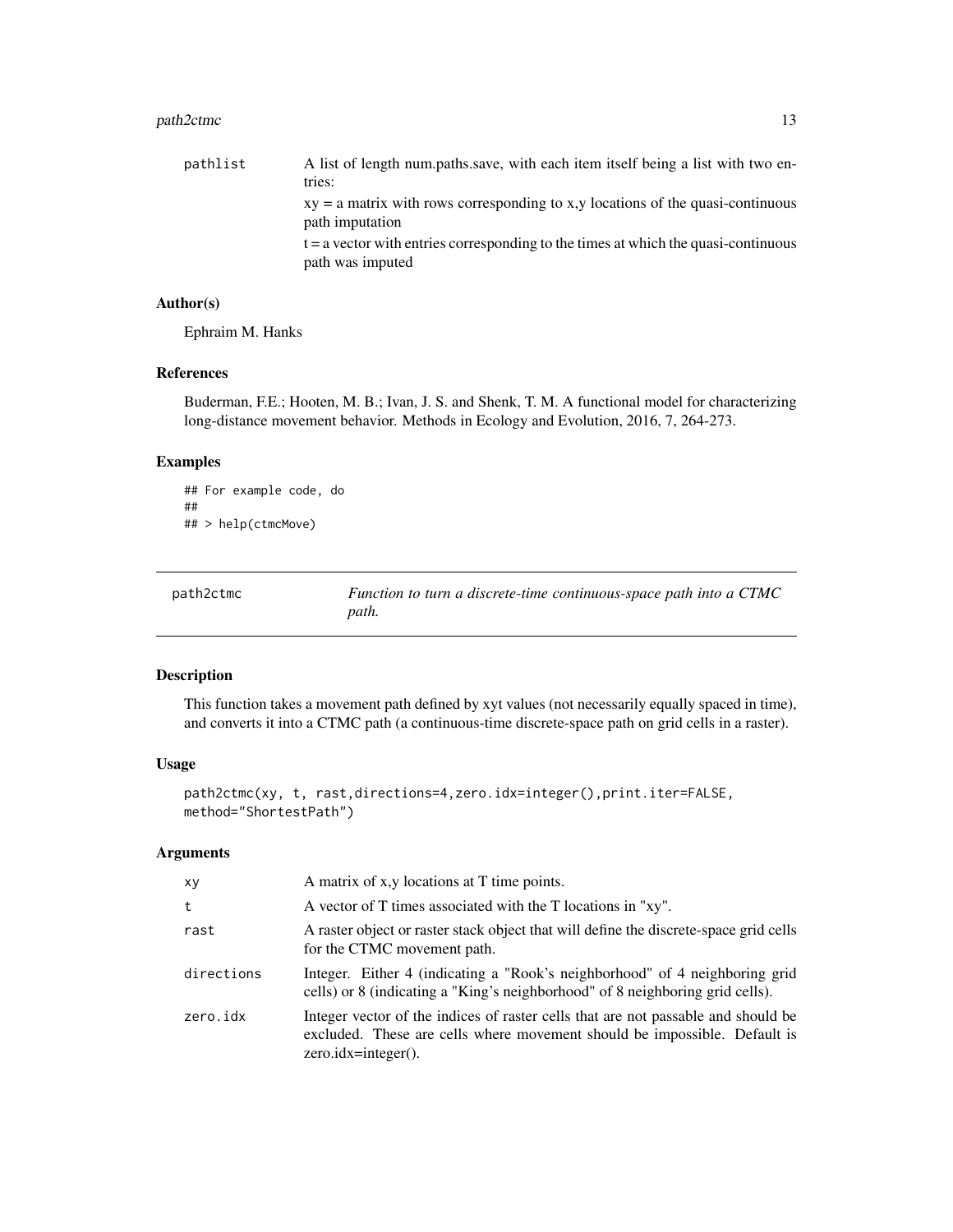| | |
|---|---|
| pathlist | A list of length num.paths.save, with each item itself being a list with two entries: |
| | xy = a matrix with rows corresponding to x,y locations of the quasi-continuous path imputation |
| | t = a vector with entries corresponding to the times at which the quasi-continuous path was imputed |

### Author(s)

Ephraim M. Hanks

### References

Buderman, F.E.; Hooten, M. B.; Ivan, J. S. and Shenk, T. M. A functional model for characterizing long-distance movement behavior. Methods in Ecology and Evolution, 2016, 7, 264-273.

### Examples

```
## For example code, do
##
## > help(ctmcMove)
```

---

## path2ctmc — *Function to turn a discrete-time continuous-space path into a CTMC path.*

---

### Description

This function takes a movement path defined by xyt values (not necessarily equally spaced in time), and converts it into a CTMC path (a continuous-time discrete-space path on grid cells in a raster).

### Usage

```
path2ctmc(xy, t, rast,directions=4,zero.idx=integer(),print.iter=FALSE,
method="ShortestPath")
```

### Arguments

| | |
|---|---|
| xy | A matrix of x,y locations at T time points. |
| t | A vector of T times associated with the T locations in "xy". |
| rast | A raster object or raster stack object that will define the discrete-space grid cells for the CTMC movement path. |
| directions | Integer. Either 4 (indicating a "Rook's neighborhood" of 4 neighboring grid cells) or 8 (indicating a "King's neighborhood" of 8 neighboring grid cells). |
| zero.idx | Integer vector of the indices of raster cells that are not passable and should be excluded. These are cells where movement should be impossible. Default is zero.idx=integer(). |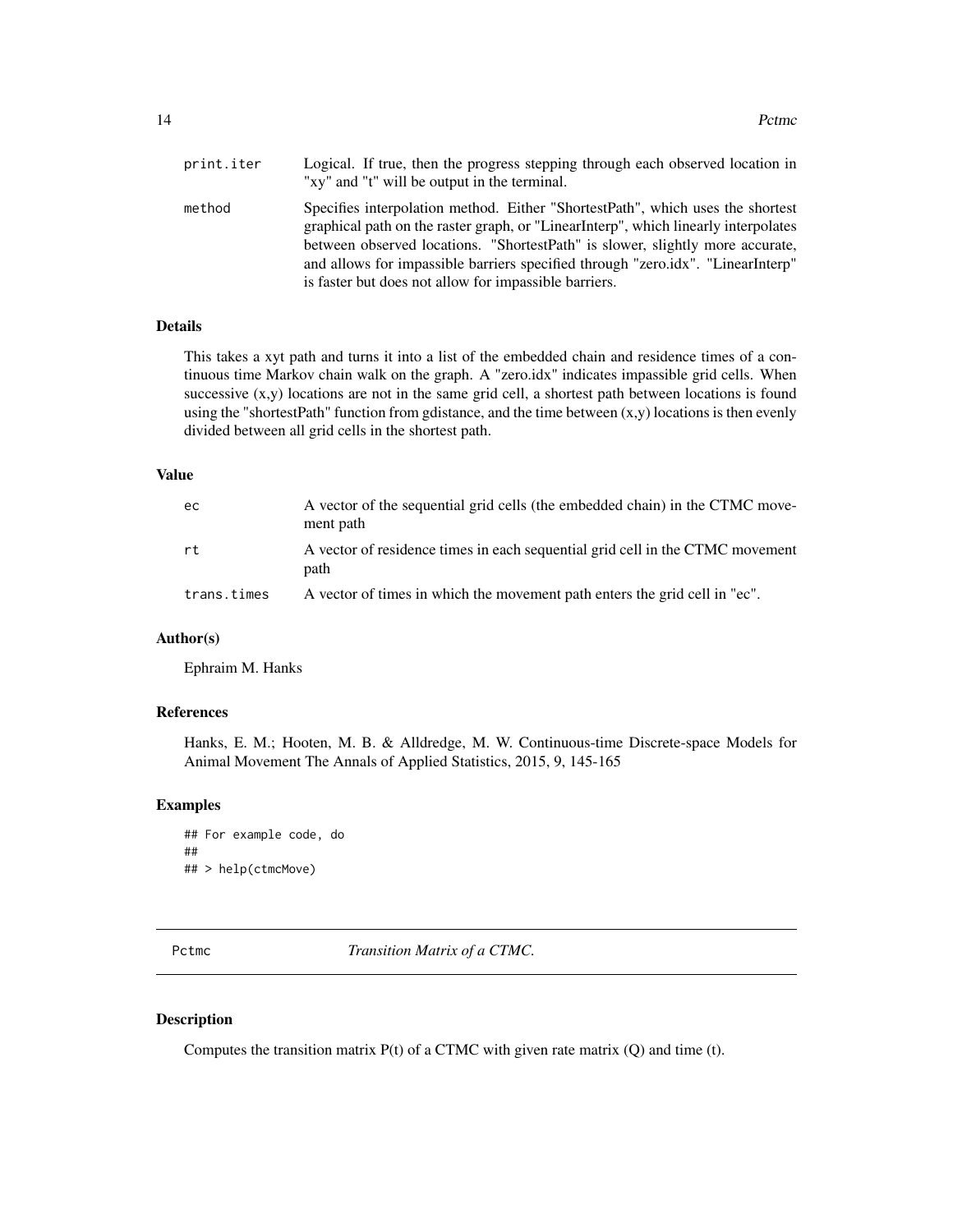| | |
|---|---|
| print.iter | Logical. If true, then the progress stepping through each observed location in "xy" and "t" will be output in the terminal. |
| method | Specifies interpolation method. Either "ShortestPath", which uses the shortest graphical path on the raster graph, or "LinearInterp", which linearly interpolates between observed locations. "ShortestPath" is slower, slightly more accurate, and allows for impassible barriers specified through "zero.idx". "LinearInterp" is faster but does not allow for impassible barriers. |

### Details

This takes a xyt path and turns it into a list of the embedded chain and residence times of a continuous time Markov chain walk on the graph. A "zero.idx" indicates impassible grid cells. When successive (x,y) locations are not in the same grid cell, a shortest path between locations is found using the "shortestPath" function from gdistance, and the time between (x,y) locations is then evenly divided between all grid cells in the shortest path.

### Value

| | |
|---|---|
| ec | A vector of the sequential grid cells (the embedded chain) in the CTMC movement path |
| rt | A vector of residence times in each sequential grid cell in the CTMC movement path |
| trans.times | A vector of times in which the movement path enters the grid cell in "ec". |

### Author(s)

Ephraim M. Hanks

### References

Hanks, E. M.; Hooten, M. B. & Alldredge, M. W. Continuous-time Discrete-space Models for Animal Movement The Annals of Applied Statistics, 2015, 9, 145-165

### Examples

```
## For example code, do
##
## > help(ctmcMove)
```

---

## Pctmc — *Transition Matrix of a CTMC.*

### Description

Computes the transition matrix P(t) of a CTMC with given rate matrix (Q) and time (t).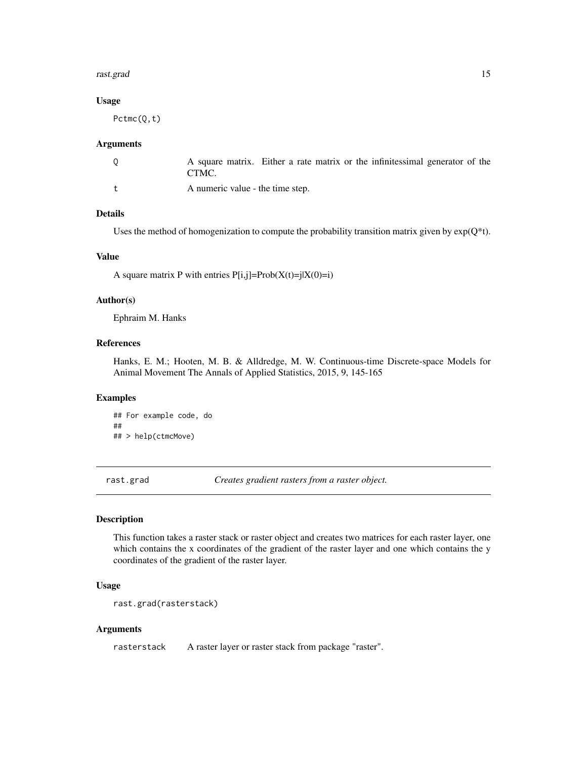### Usage

```
Pctmc(Q,t)
```

### Arguments

| | |
|---|---|
| Q | A square matrix. Either a rate matrix or the infinitessimal generator of the CTMC. |
| t | A numeric value - the time step. |

### Details

Uses the method of homogenization to compute the probability transition matrix given by exp(Q*t).

### Value

A square matrix P with entries P[i,j]=Prob(X(t)=j|X(0)=i)

### Author(s)

Ephraim M. Hanks

### References

Hanks, E. M.; Hooten, M. B. & Alldredge, M. W. Continuous-time Discrete-space Models for Animal Movement The Annals of Applied Statistics, 2015, 9, 145-165

### Examples

```
## For example code, do
##
## > help(ctmcMove)
```

---

## rast.grad *Creates gradient rasters from a raster object.*

---

### Description

This function takes a raster stack or raster object and creates two matrices for each raster layer, one which contains the x coordinates of the gradient of the raster layer and one which contains the y coordinates of the gradient of the raster layer.

### Usage

```
rast.grad(rasterstack)
```

### Arguments

| | |
|---|---|
| rasterstack | A raster layer or raster stack from package "raster". |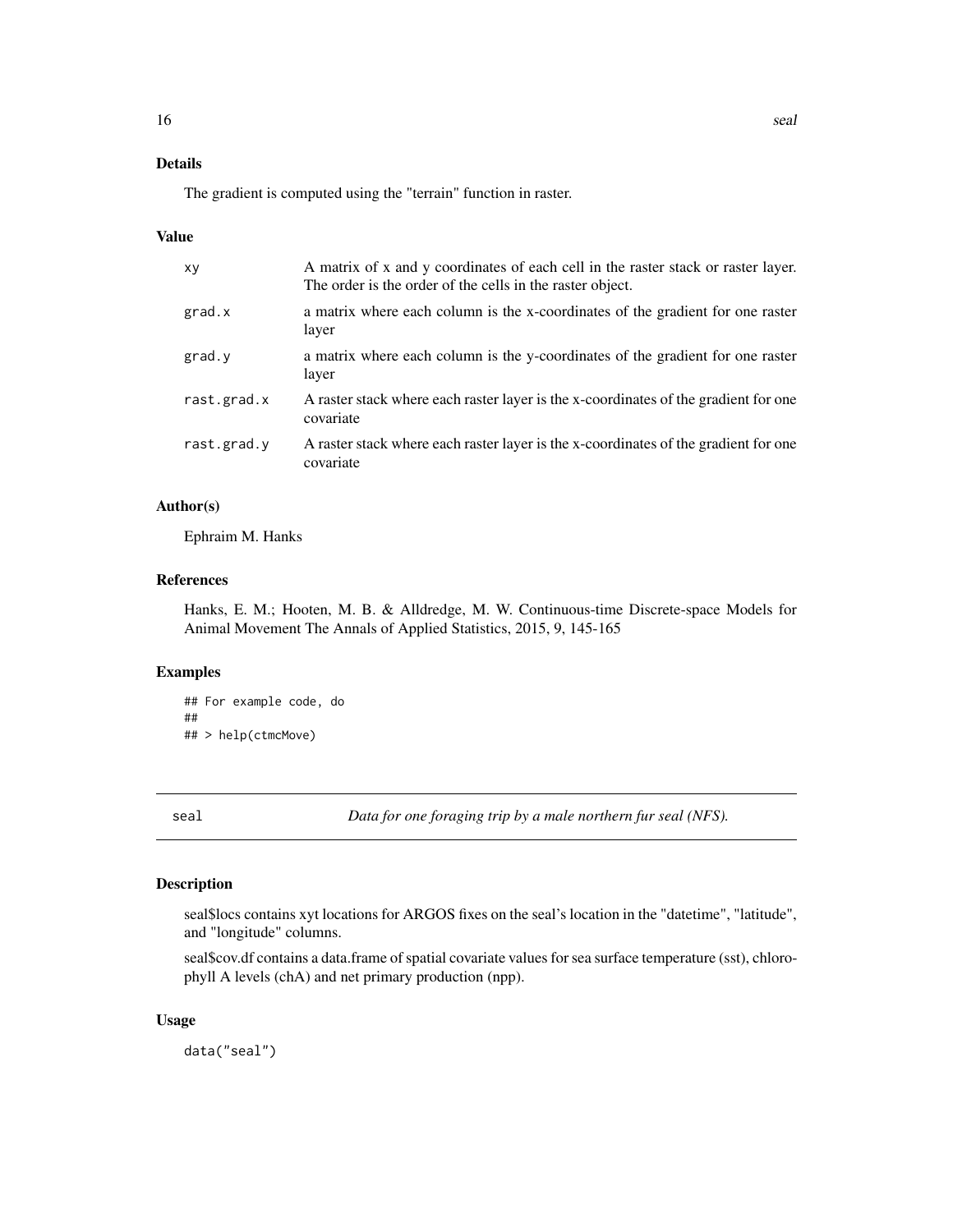## Details

The gradient is computed using the "terrain" function in raster.

## Value

| | |
|---|---|
| xy | A matrix of x and y coordinates of each cell in the raster stack or raster layer. The order is the order of the cells in the raster object. |
| grad.x | a matrix where each column is the x-coordinates of the gradient for one raster layer |
| grad.y | a matrix where each column is the y-coordinates of the gradient for one raster layer |
| rast.grad.x | A raster stack where each raster layer is the x-coordinates of the gradient for one covariate |
| rast.grad.y | A raster stack where each raster layer is the x-coordinates of the gradient for one covariate |

## Author(s)

Ephraim M. Hanks

## References

Hanks, E. M.; Hooten, M. B. & Alldredge, M. W. Continuous-time Discrete-space Models for Animal Movement The Annals of Applied Statistics, 2015, 9, 145-165

## Examples

```
## For example code, do
##
## > help(ctmcMove)
```

---

# seal — *Data for one foraging trip by a male northern fur seal (NFS).*

---

## Description

seal$locs contains xyt locations for ARGOS fixes on the seal's location in the "datetime", "latitude", and "longitude" columns.

seal$cov.df contains a data.frame of spatial covariate values for sea surface temperature (sst), chlorophyll A levels (chA) and net primary production (npp).

## Usage

```
data("seal")
```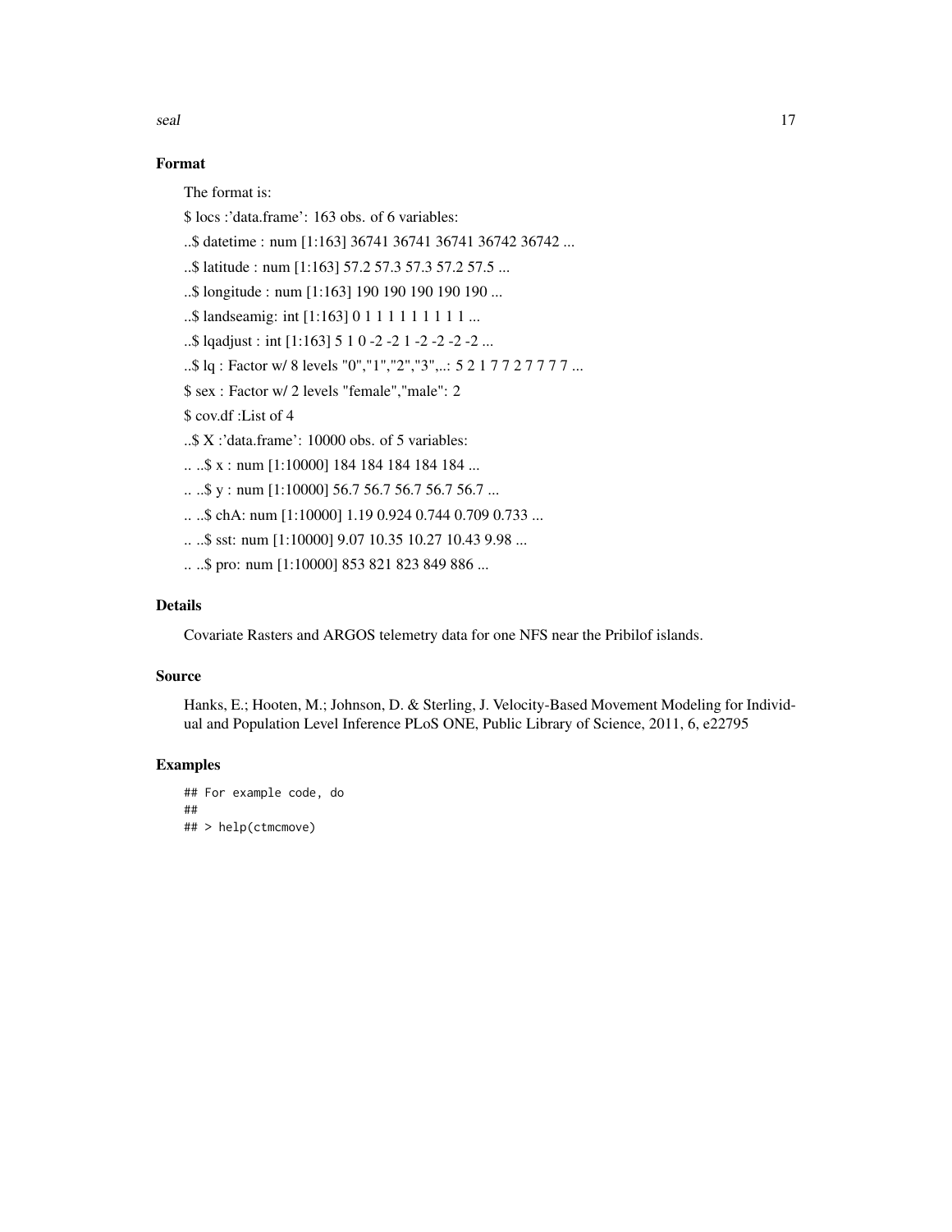## Format

The format is:

$ locs :'data.frame': 163 obs. of 6 variables:

..$ datetime : num [1:163] 36741 36741 36741 36742 36742 ...

..$ latitude : num [1:163] 57.2 57.3 57.3 57.2 57.5 ...

..$ longitude : num [1:163] 190 190 190 190 190 ...

..$ landseamig: int [1:163] 0 1 1 1 1 1 1 1 1 1 ...

..$ lqadjust : int [1:163] 5 1 0 -2 -2 1 -2 -2 -2 -2 ...

..$ lq : Factor w/ 8 levels "0","1","2","3",..: 5 2 1 7 7 2 7 7 7 7 ...

$ sex : Factor w/ 2 levels "female","male": 2

$ cov.df :List of 4

..$ X :'data.frame': 10000 obs. of 5 variables:

.. ..$ x : num [1:10000] 184 184 184 184 184 ...

.. ..$ y : num [1:10000] 56.7 56.7 56.7 56.7 56.7 ...

.. ..$ chA: num [1:10000] 1.19 0.924 0.744 0.709 0.733 ...

.. ..$ sst: num [1:10000] 9.07 10.35 10.27 10.43 9.98 ...

.. ..$ pro: num [1:10000] 853 821 823 849 886 ...

## Details

Covariate Rasters and ARGOS telemetry data for one NFS near the Pribilof islands.

## Source

Hanks, E.; Hooten, M.; Johnson, D. & Sterling, J. Velocity-Based Movement Modeling for Individual and Population Level Inference PLoS ONE, Public Library of Science, 2011, 6, e22795

## Examples

```
## For example code, do
##
## > help(ctmcmove)
```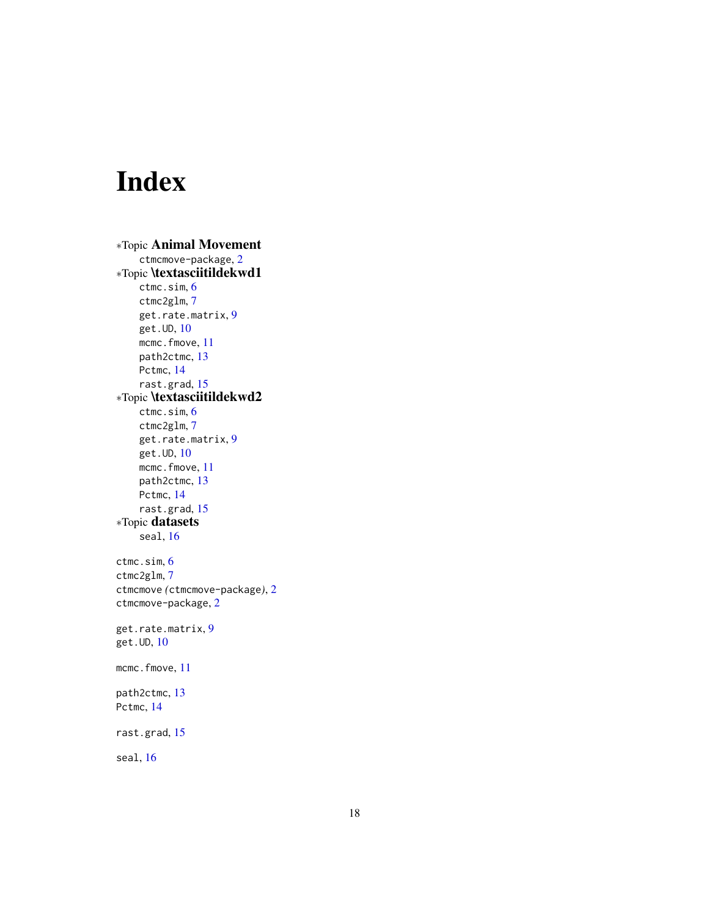# Index

∗Topic **Animal Movement**
  ctmcmove-package, 2
∗Topic **\textasciitildekwd1**
  ctmc.sim, 6
  ctmc2glm, 7
  get.rate.matrix, 9
  get.UD, 10
  mcmc.fmove, 11
  path2ctmc, 13
  Pctmc, 14
  rast.grad, 15
∗Topic **\textasciitildekwd2**
  ctmc.sim, 6
  ctmc2glm, 7
  get.rate.matrix, 9
  get.UD, 10
  mcmc.fmove, 11
  path2ctmc, 13
  Pctmc, 14
  rast.grad, 15
∗Topic **datasets**
  seal, 16

ctmc.sim, 6
ctmc2glm, 7
ctmcmove *(*ctmcmove-package*)*, 2
ctmcmove-package, 2

get.rate.matrix, 9
get.UD, 10

mcmc.fmove, 11

path2ctmc, 13
Pctmc, 14

rast.grad, 15

seal, 16